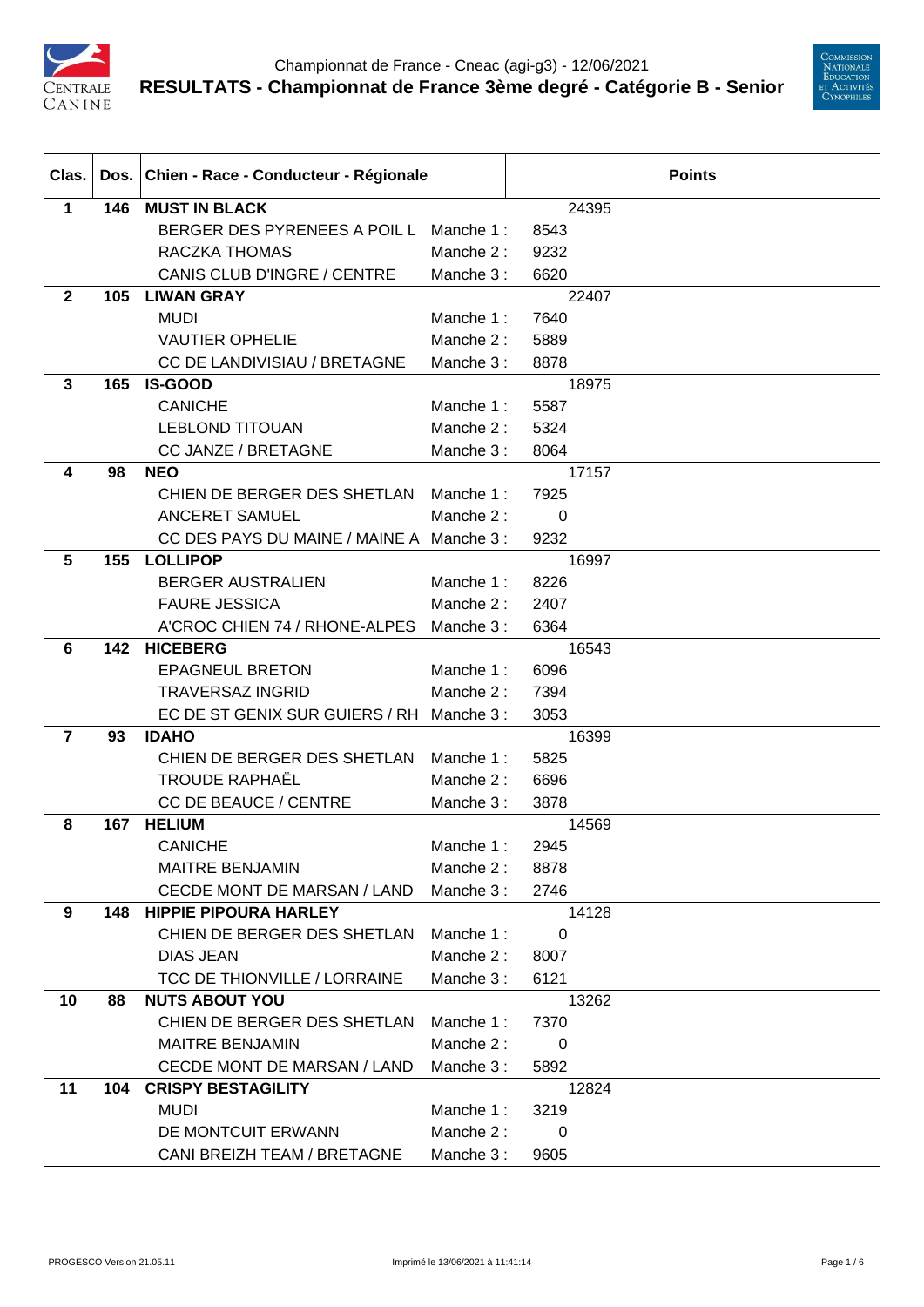Championnat de France - Cneac (agi-g3) - 12/06/2021

# RESULTATS - Championnat de France 3ème degré - Catégorie B - Senior

| Clas. | Dos. | Chien - Race - Conducteur - Régionale | | Points |
|---|---|---|---|---|
| **1** | **146** | **MUST IN BLACK** | | 24395 |
| | | BERGER DES PYRENEES A POIL L | Manche 1 : | 8543 |
| | | RACZKA THOMAS | Manche 2 : | 9232 |
| | | CANIS CLUB D'INGRE / CENTRE | Manche 3 : | 6620 |
| **2** | **105** | **LIWAN GRAY** | | 22407 |
| | | MUDI | Manche 1 : | 7640 |
| | | VAUTIER OPHELIE | Manche 2 : | 5889 |
| | | CC DE LANDIVISIAU / BRETAGNE | Manche 3 : | 8878 |
| **3** | **165** | **IS-GOOD** | | 18975 |
| | | CANICHE | Manche 1 : | 5587 |
| | | LEBLOND TITOUAN | Manche 2 : | 5324 |
| | | CC JANZE / BRETAGNE | Manche 3 : | 8064 |
| **4** | **98** | **NEO** | | 17157 |
| | | CHIEN DE BERGER DES SHETLAN | Manche 1 : | 7925 |
| | | ANCERET SAMUEL | Manche 2 : | 0 |
| | | CC DES PAYS DU MAINE / MAINE A | Manche 3 : | 9232 |
| **5** | **155** | **LOLLIPOP** | | 16997 |
| | | BERGER AUSTRALIEN | Manche 1 : | 8226 |
| | | FAURE JESSICA | Manche 2 : | 2407 |
| | | A'CROC CHIEN 74 / RHONE-ALPES | Manche 3 : | 6364 |
| **6** | **142** | **HICEBERG** | | 16543 |
| | | EPAGNEUL BRETON | Manche 1 : | 6096 |
| | | TRAVERSAZ INGRID | Manche 2 : | 7394 |
| | | EC DE ST GENIX SUR GUIERS / RH | Manche 3 : | 3053 |
| **7** | **93** | **IDAHO** | | 16399 |
| | | CHIEN DE BERGER DES SHETLAN | Manche 1 : | 5825 |
| | | TROUDE RAPHAËL | Manche 2 : | 6696 |
| | | CC DE BEAUCE / CENTRE | Manche 3 : | 3878 |
| **8** | **167** | **HELIUM** | | 14569 |
| | | CANICHE | Manche 1 : | 2945 |
| | | MAITRE BENJAMIN | Manche 2 : | 8878 |
| | | CECDE MONT DE MARSAN / LAND | Manche 3 : | 2746 |
| **9** | **148** | **HIPPIE PIPOURA HARLEY** | | 14128 |
| | | CHIEN DE BERGER DES SHETLAN | Manche 1 : | 0 |
| | | DIAS JEAN | Manche 2 : | 8007 |
| | | TCC DE THIONVILLE / LORRAINE | Manche 3 : | 6121 |
| **10** | **88** | **NUTS ABOUT YOU** | | 13262 |
| | | CHIEN DE BERGER DES SHETLAN | Manche 1 : | 7370 |
| | | MAITRE BENJAMIN | Manche 2 : | 0 |
| | | CECDE MONT DE MARSAN / LAND | Manche 3 : | 5892 |
| **11** | **104** | **CRISPY BESTAGILITY** | | 12824 |
| | | MUDI | Manche 1 : | 3219 |
| | | DE MONTCUIT ERWANN | Manche 2 : | 0 |
| | | CANI BREIZH TEAM / BRETAGNE | Manche 3 : | 9605 |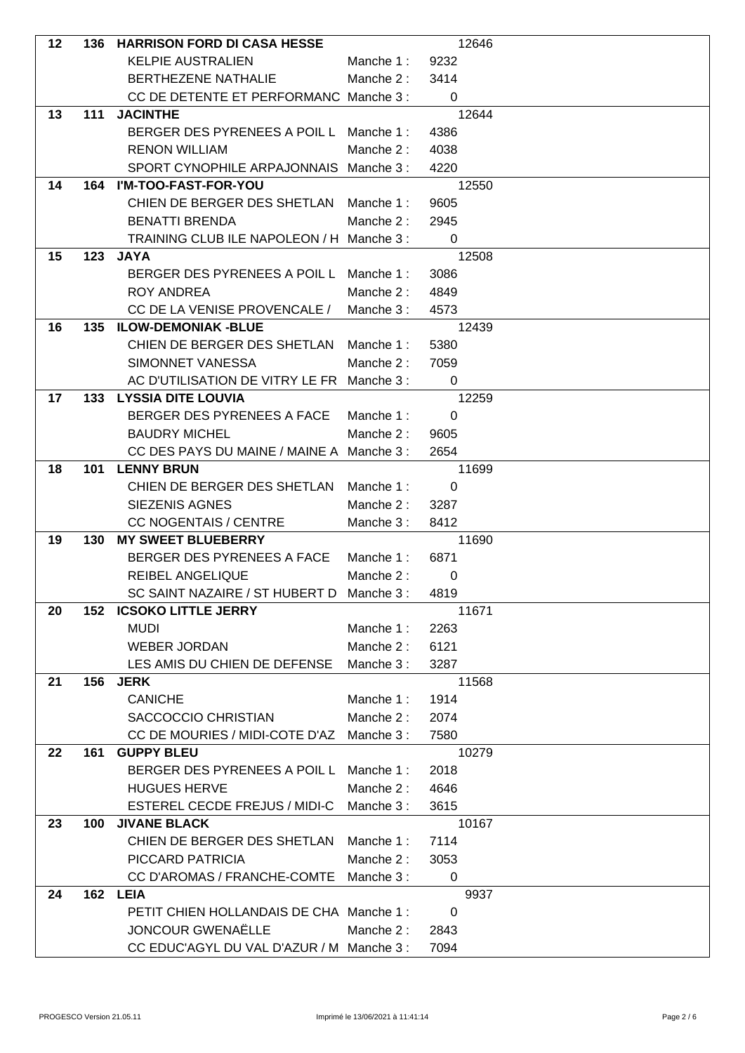| Rang | N° | Nom / Race / Conducteur / Club | Manche | Points |
|---|---|---|---|---|
| 12 | 136 | **HARRISON FORD DI CASA HESSE** | | 12646 |
| | | KELPIE AUSTRALIEN | Manche 1 : | 9232 |
| | | BERTHEZENE NATHALIE | Manche 2 : | 3414 |
| | | CC DE DETENTE ET PERFORMANC | Manche 3 : | 0 |
| 13 | 111 | **JACINTHE** | | 12644 |
| | | BERGER DES PYRENEES A POIL L | Manche 1 : | 4386 |
| | | RENON WILLIAM | Manche 2 : | 4038 |
| | | SPORT CYNOPHILE ARPAJONNAIS | Manche 3 : | 4220 |
| 14 | 164 | **I'M-TOO-FAST-FOR-YOU** | | 12550 |
| | | CHIEN DE BERGER DES SHETLAN | Manche 1 : | 9605 |
| | | BENATTI BRENDA | Manche 2 : | 2945 |
| | | TRAINING CLUB ILE NAPOLEON / H | Manche 3 : | 0 |
| 15 | 123 | **JAYA** | | 12508 |
| | | BERGER DES PYRENEES A POIL L | Manche 1 : | 3086 |
| | | ROY ANDREA | Manche 2 : | 4849 |
| | | CC DE LA VENISE PROVENCALE / | Manche 3 : | 4573 |
| 16 | 135 | **ILOW-DEMONIAK -BLUE** | | 12439 |
| | | CHIEN DE BERGER DES SHETLAN | Manche 1 : | 5380 |
| | | SIMONNET VANESSA | Manche 2 : | 7059 |
| | | AC D'UTILISATION DE VITRY LE FR | Manche 3 : | 0 |
| 17 | 133 | **LYSSIA DITE LOUVIA** | | 12259 |
| | | BERGER DES PYRENEES A FACE | Manche 1 : | 0 |
| | | BAUDRY MICHEL | Manche 2 : | 9605 |
| | | CC DES PAYS DU MAINE / MAINE A | Manche 3 : | 2654 |
| 18 | 101 | **LENNY BRUN** | | 11699 |
| | | CHIEN DE BERGER DES SHETLAN | Manche 1 : | 0 |
| | | SIEZENIS AGNES | Manche 2 : | 3287 |
| | | CC NOGENTAIS / CENTRE | Manche 3 : | 8412 |
| 19 | 130 | **MY SWEET BLUEBERRY** | | 11690 |
| | | BERGER DES PYRENEES A FACE | Manche 1 : | 6871 |
| | | REIBEL ANGELIQUE | Manche 2 : | 0 |
| | | SC SAINT NAZAIRE / ST HUBERT D | Manche 3 : | 4819 |
| 20 | 152 | **ICSOKO LITTLE JERRY** | | 11671 |
| | | MUDI | Manche 1 : | 2263 |
| | | WEBER JORDAN | Manche 2 : | 6121 |
| | | LES AMIS DU CHIEN DE DEFENSE | Manche 3 : | 3287 |
| 21 | 156 | **JERK** | | 11568 |
| | | CANICHE | Manche 1 : | 1914 |
| | | SACCOCCIO CHRISTIAN | Manche 2 : | 2074 |
| | | CC DE MOURIES / MIDI-COTE D'AZ | Manche 3 : | 7580 |
| 22 | 161 | **GUPPY BLEU** | | 10279 |
| | | BERGER DES PYRENEES A POIL L | Manche 1 : | 2018 |
| | | HUGUES HERVE | Manche 2 : | 4646 |
| | | ESTEREL CECDE FREJUS / MIDI-C | Manche 3 : | 3615 |
| 23 | 100 | **JIVANE BLACK** | | 10167 |
| | | CHIEN DE BERGER DES SHETLAN | Manche 1 : | 7114 |
| | | PICCARD PATRICIA | Manche 2 : | 3053 |
| | | CC D'AROMAS / FRANCHE-COMTE | Manche 3 : | 0 |
| 24 | 162 | **LEIA** | | 9937 |
| | | PETIT CHIEN HOLLANDAIS DE CHA | Manche 1 : | 0 |
| | | JONCOUR GWENAËLLE | Manche 2 : | 2843 |
| | | CC EDUC'AGYL DU VAL D'AZUR / M | Manche 3 : | 7094 |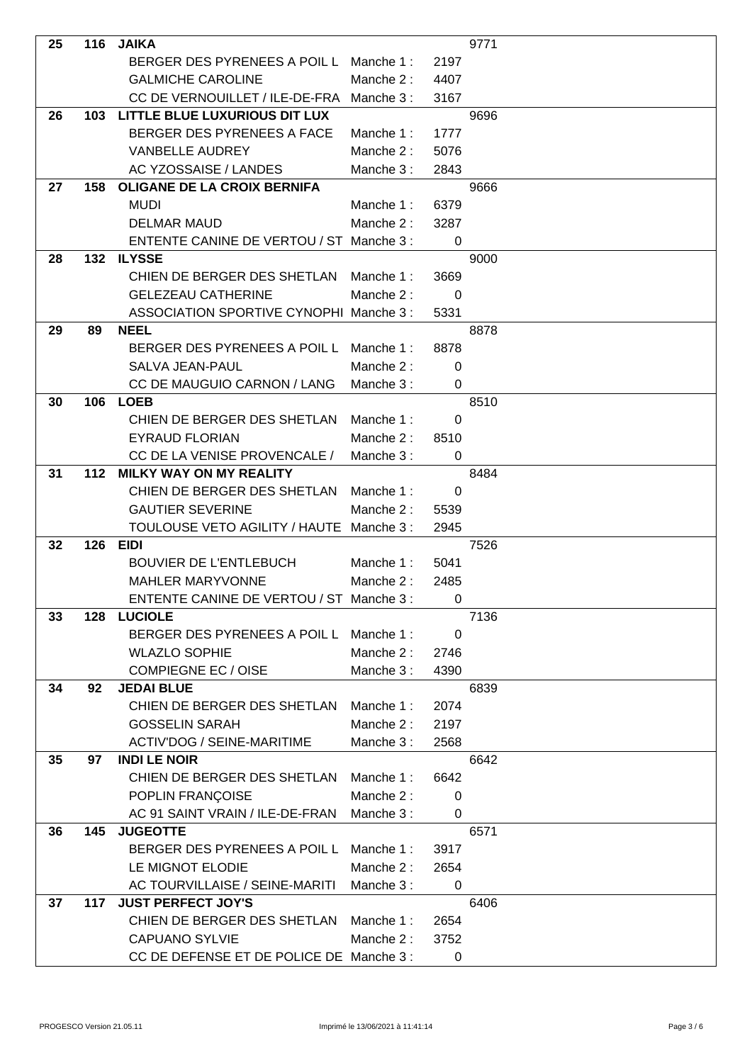| | | | | | |
|---|---|---|---|---|---|
| **25** | **116** | **JAIKA** | | | 9771 |
| | | BERGER DES PYRENEES A POIL L | Manche 1 : | 2197 | |
| | | GALMICHE CAROLINE | Manche 2 : | 4407 | |
| | | CC DE VERNOUILLET / ILE-DE-FRA | Manche 3 : | 3167 | |
| **26** | **103** | **LITTLE BLUE LUXURIOUS DIT LUX** | | | 9696 |
| | | BERGER DES PYRENEES A FACE | Manche 1 : | 1777 | |
| | | VANBELLE AUDREY | Manche 2 : | 5076 | |
| | | AC YZOSSAISE / LANDES | Manche 3 : | 2843 | |
| **27** | **158** | **OLIGANE DE LA CROIX BERNIFA** | | | 9666 |
| | | MUDI | Manche 1 : | 6379 | |
| | | DELMAR MAUD | Manche 2 : | 3287 | |
| | | ENTENTE CANINE DE VERTOU / ST | Manche 3 : | 0 | |
| **28** | **132** | **ILYSSE** | | | 9000 |
| | | CHIEN DE BERGER DES SHETLAN | Manche 1 : | 3669 | |
| | | GELEZEAU CATHERINE | Manche 2 : | 0 | |
| | | ASSOCIATION SPORTIVE CYNOPHI | Manche 3 : | 5331 | |
| **29** | **89** | **NEEL** | | | 8878 |
| | | BERGER DES PYRENEES A POIL L | Manche 1 : | 8878 | |
| | | SALVA JEAN-PAUL | Manche 2 : | 0 | |
| | | CC DE MAUGUIO CARNON / LANG | Manche 3 : | 0 | |
| **30** | **106** | **LOEB** | | | 8510 |
| | | CHIEN DE BERGER DES SHETLAN | Manche 1 : | 0 | |
| | | EYRAUD FLORIAN | Manche 2 : | 8510 | |
| | | CC DE LA VENISE PROVENCALE / | Manche 3 : | 0 | |
| **31** | **112** | **MILKY WAY ON MY REALITY** | | | 8484 |
| | | CHIEN DE BERGER DES SHETLAN | Manche 1 : | 0 | |
| | | GAUTIER SEVERINE | Manche 2 : | 5539 | |
| | | TOULOUSE VETO AGILITY / HAUTE | Manche 3 : | 2945 | |
| **32** | **126** | **EIDI** | | | 7526 |
| | | BOUVIER DE L'ENTLEBUCH | Manche 1 : | 5041 | |
| | | MAHLER MARYVONNE | Manche 2 : | 2485 | |
| | | ENTENTE CANINE DE VERTOU / ST | Manche 3 : | 0 | |
| **33** | **128** | **LUCIOLE** | | | 7136 |
| | | BERGER DES PYRENEES A POIL L | Manche 1 : | 0 | |
| | | WLAZLO SOPHIE | Manche 2 : | 2746 | |
| | | COMPIEGNE EC / OISE | Manche 3 : | 4390 | |
| **34** | **92** | **JEDAI BLUE** | | | 6839 |
| | | CHIEN DE BERGER DES SHETLAN | Manche 1 : | 2074 | |
| | | GOSSELIN SARAH | Manche 2 : | 2197 | |
| | | ACTIV'DOG / SEINE-MARITIME | Manche 3 : | 2568 | |
| **35** | **97** | **INDI LE NOIR** | | | 6642 |
| | | CHIEN DE BERGER DES SHETLAN | Manche 1 : | 6642 | |
| | | POPLIN FRANÇOISE | Manche 2 : | 0 | |
| | | AC 91 SAINT VRAIN / ILE-DE-FRAN | Manche 3 : | 0 | |
| **36** | **145** | **JUGEOTTE** | | | 6571 |
| | | BERGER DES PYRENEES A POIL L | Manche 1 : | 3917 | |
| | | LE MIGNOT ELODIE | Manche 2 : | 2654 | |
| | | AC TOURVILLAISE / SEINE-MARITI | Manche 3 : | 0 | |
| **37** | **117** | **JUST PERFECT JOY'S** | | | 6406 |
| | | CHIEN DE BERGER DES SHETLAN | Manche 1 : | 2654 | |
| | | CAPUANO SYLVIE | Manche 2 : | 3752 | |
| | | CC DE DEFENSE ET DE POLICE DE | Manche 3 : | 0 | |

PROGESCO Version 21.05.11 — Imprimé le 13/06/2021 à 11:41:14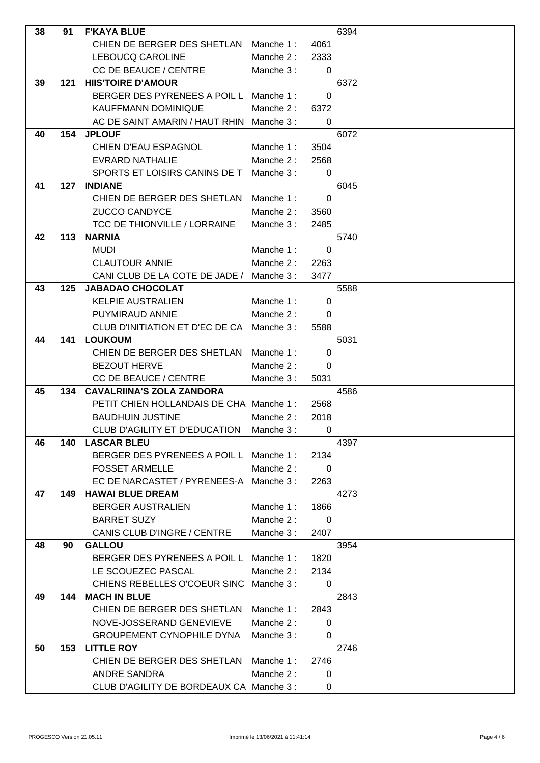| | | | | | |
|---|---|---|---|---|---|
| 38 | 91 | **F'KAYA BLUE** | | | 6394 |
| | | CHIEN DE BERGER DES SHETLAN | Manche 1 : | 4061 | |
| | | LEBOUCQ CAROLINE | Manche 2 : | 2333 | |
| | | CC DE BEAUCE / CENTRE | Manche 3 : | 0 | |
| 39 | 121 | **HIIS'TOIRE D'AMOUR** | | | 6372 |
| | | BERGER DES PYRENEES A POIL L | Manche 1 : | 0 | |
| | | KAUFFMANN DOMINIQUE | Manche 2 : | 6372 | |
| | | AC DE SAINT AMARIN / HAUT RHIN | Manche 3 : | 0 | |
| 40 | 154 | **JPLOUF** | | | 6072 |
| | | CHIEN D'EAU ESPAGNOL | Manche 1 : | 3504 | |
| | | EVRARD NATHALIE | Manche 2 : | 2568 | |
| | | SPORTS ET LOISIRS CANINS DE T | Manche 3 : | 0 | |
| 41 | 127 | **INDIANE** | | | 6045 |
| | | CHIEN DE BERGER DES SHETLAN | Manche 1 : | 0 | |
| | | ZUCCO CANDYCE | Manche 2 : | 3560 | |
| | | TCC DE THIONVILLE / LORRAINE | Manche 3 : | 2485 | |
| 42 | 113 | **NARNIA** | | | 5740 |
| | | MUDI | Manche 1 : | 0 | |
| | | CLAUTOUR ANNIE | Manche 2 : | 2263 | |
| | | CANI CLUB DE LA COTE DE JADE / | Manche 3 : | 3477 | |
| 43 | 125 | **JABADAO CHOCOLAT** | | | 5588 |
| | | KELPIE AUSTRALIEN | Manche 1 : | 0 | |
| | | PUYMIRAUD ANNIE | Manche 2 : | 0 | |
| | | CLUB D'INITIATION ET D'EC DE CA | Manche 3 : | 5588 | |
| 44 | 141 | **LOUKOUM** | | | 5031 |
| | | CHIEN DE BERGER DES SHETLAN | Manche 1 : | 0 | |
| | | BEZOUT HERVE | Manche 2 : | 0 | |
| | | CC DE BEAUCE / CENTRE | Manche 3 : | 5031 | |
| 45 | 134 | **CAVALRIINA'S ZOLA ZANDORA** | | | 4586 |
| | | PETIT CHIEN HOLLANDAIS DE CHA | Manche 1 : | 2568 | |
| | | BAUDHUIN JUSTINE | Manche 2 : | 2018 | |
| | | CLUB D'AGILITY ET D'EDUCATION | Manche 3 : | 0 | |
| 46 | 140 | **LASCAR BLEU** | | | 4397 |
| | | BERGER DES PYRENEES A POIL L | Manche 1 : | 2134 | |
| | | FOSSET ARMELLE | Manche 2 : | 0 | |
| | | EC DE NARCASTET / PYRENEES-A | Manche 3 : | 2263 | |
| 47 | 149 | **HAWAI BLUE DREAM** | | | 4273 |
| | | BERGER AUSTRALIEN | Manche 1 : | 1866 | |
| | | BARRET SUZY | Manche 2 : | 0 | |
| | | CANIS CLUB D'INGRE / CENTRE | Manche 3 : | 2407 | |
| 48 | 90 | **GALLOU** | | | 3954 |
| | | BERGER DES PYRENEES A POIL L | Manche 1 : | 1820 | |
| | | LE SCOUEZEC PASCAL | Manche 2 : | 2134 | |
| | | CHIENS REBELLES O'COEUR SINC | Manche 3 : | 0 | |
| 49 | 144 | **MACH IN BLUE** | | | 2843 |
| | | CHIEN DE BERGER DES SHETLAN | Manche 1 : | 2843 | |
| | | NOVE-JOSSERAND GENEVIEVE | Manche 2 : | 0 | |
| | | GROUPEMENT CYNOPHILE DYNA | Manche 3 : | 0 | |
| 50 | 153 | **LITTLE ROY** | | | 2746 |
| | | CHIEN DE BERGER DES SHETLAN | Manche 1 : | 2746 | |
| | | ANDRE SANDRA | Manche 2 : | 0 | |
| | | CLUB D'AGILITY DE BORDEAUX CA | Manche 3 : | 0 | |

PROGESCO Version 21.05.11 Imprimé le 13/06/2021 à 11:41:14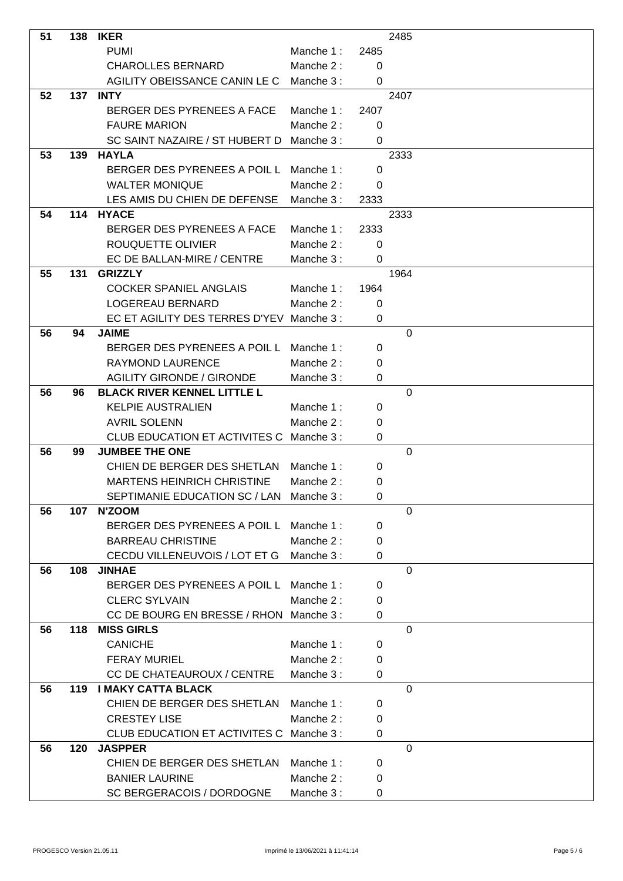| Rang | Dossard | Chien / Race / Conducteur / Club | Manche | Points | Total |
|---|---|---|---|---|---|
| 51 | 138 | **IKER** | | | 2485 |
| | | PUMI | Manche 1 : | 2485 | |
| | | CHAROLLES BERNARD | Manche 2 : | 0 | |
| | | AGILITY OBEISSANCE CANIN LE C | Manche 3 : | 0 | |
| 52 | 137 | **INTY** | | | 2407 |
| | | BERGER DES PYRENEES A FACE | Manche 1 : | 2407 | |
| | | FAURE MARION | Manche 2 : | 0 | |
| | | SC SAINT NAZAIRE / ST HUBERT D | Manche 3 : | 0 | |
| 53 | 139 | **HAYLA** | | | 2333 |
| | | BERGER DES PYRENEES A POIL L | Manche 1 : | 0 | |
| | | WALTER MONIQUE | Manche 2 : | 0 | |
| | | LES AMIS DU CHIEN DE DEFENSE | Manche 3 : | 2333 | |
| 54 | 114 | **HYACE** | | | 2333 |
| | | BERGER DES PYRENEES A FACE | Manche 1 : | 2333 | |
| | | ROUQUETTE OLIVIER | Manche 2 : | 0 | |
| | | EC DE BALLAN-MIRE / CENTRE | Manche 3 : | 0 | |
| 55 | 131 | **GRIZZLY** | | | 1964 |
| | | COCKER SPANIEL ANGLAIS | Manche 1 : | 1964 | |
| | | LOGEREAU BERNARD | Manche 2 : | 0 | |
| | | EC ET AGILITY DES TERRES D'YEV | Manche 3 : | 0 | |
| 56 | 94 | **JAIME** | | | 0 |
| | | BERGER DES PYRENEES A POIL L | Manche 1 : | 0 | |
| | | RAYMOND LAURENCE | Manche 2 : | 0 | |
| | | AGILITY GIRONDE / GIRONDE | Manche 3 : | 0 | |
| 56 | 96 | **BLACK RIVER KENNEL LITTLE L** | | | 0 |
| | | KELPIE AUSTRALIEN | Manche 1 : | 0 | |
| | | AVRIL SOLENN | Manche 2 : | 0 | |
| | | CLUB EDUCATION ET ACTIVITES C | Manche 3 : | 0 | |
| 56 | 99 | **JUMBEE THE ONE** | | | 0 |
| | | CHIEN DE BERGER DES SHETLAN | Manche 1 : | 0 | |
| | | MARTENS HEINRICH CHRISTINE | Manche 2 : | 0 | |
| | | SEPTIMANIE EDUCATION SC / LAN | Manche 3 : | 0 | |
| 56 | 107 | **N'ZOOM** | | | 0 |
| | | BERGER DES PYRENEES A POIL L | Manche 1 : | 0 | |
| | | BARREAU CHRISTINE | Manche 2 : | 0 | |
| | | CECDU VILLENEUVOIS / LOT ET G | Manche 3 : | 0 | |
| 56 | 108 | **JINHAE** | | | 0 |
| | | BERGER DES PYRENEES A POIL L | Manche 1 : | 0 | |
| | | CLERC SYLVAIN | Manche 2 : | 0 | |
| | | CC DE BOURG EN BRESSE / RHON | Manche 3 : | 0 | |
| 56 | 118 | **MISS GIRLS** | | | 0 |
| | | CANICHE | Manche 1 : | 0 | |
| | | FERAY MURIEL | Manche 2 : | 0 | |
| | | CC DE CHATEAUROUX / CENTRE | Manche 3 : | 0 | |
| 56 | 119 | **I MAKY CATTA BLACK** | | | 0 |
| | | CHIEN DE BERGER DES SHETLAN | Manche 1 : | 0 | |
| | | CRESTEY LISE | Manche 2 : | 0 | |
| | | CLUB EDUCATION ET ACTIVITES C | Manche 3 : | 0 | |
| 56 | 120 | **JASPPER** | | | 0 |
| | | CHIEN DE BERGER DES SHETLAN | Manche 1 : | 0 | |
| | | BANIER LAURINE | Manche 2 : | 0 | |
| | | SC BERGERACOIS / DORDOGNE | Manche 3 : | 0 | |

PROGESCO Version 21.05.11 — Imprimé le 13/06/2021 à 11:41:14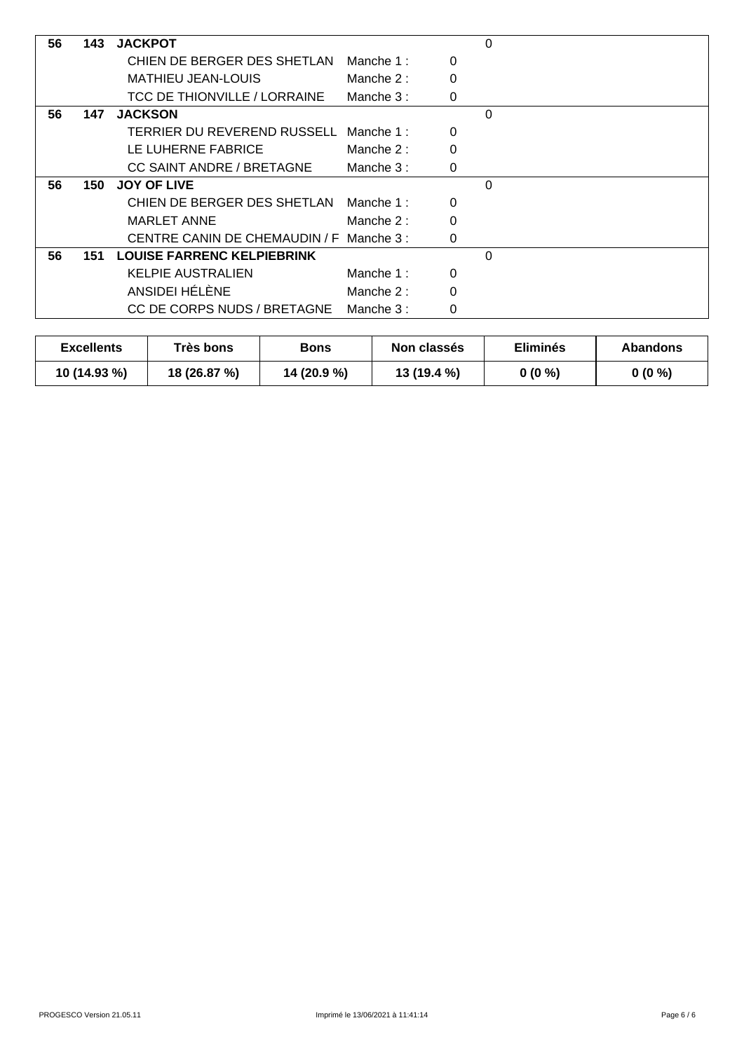| | | | | | |
|---|---|---|---|---|---|
| **56** | **143** | **JACKPOT** | | | 0 |
| | | CHIEN DE BERGER DES SHETLAN | Manche 1 : | 0 | |
| | | MATHIEU JEAN-LOUIS | Manche 2 : | 0 | |
| | | TCC DE THIONVILLE / LORRAINE | Manche 3 : | 0 | |
| **56** | **147** | **JACKSON** | | | 0 |
| | | TERRIER DU REVEREND RUSSELL | Manche 1 : | 0 | |
| | | LE LUHERNE FABRICE | Manche 2 : | 0 | |
| | | CC SAINT ANDRE / BRETAGNE | Manche 3 : | 0 | |
| **56** | **150** | **JOY OF LIVE** | | | 0 |
| | | CHIEN DE BERGER DES SHETLAN | Manche 1 : | 0 | |
| | | MARLET ANNE | Manche 2 : | 0 | |
| | | CENTRE CANIN DE CHEMAUDIN / F | Manche 3 : | 0 | |
| **56** | **151** | **LOUISE FARRENC KELPIEBRINK** | | | 0 |
| | | KELPIE AUSTRALIEN | Manche 1 : | 0 | |
| | | ANSIDEI HÉLÈNE | Manche 2 : | 0 | |
| | | CC DE CORPS NUDS / BRETAGNE | Manche 3 : | 0 | |

| Excellents | Très bons | Bons | Non classés | Eliminés | Abandons |
|---|---|---|---|---|---|
| 10 (14.93 %) | 18 (26.87 %) | 14 (20.9 %) | 13 (19.4 %) | 0 (0 %) | 0 (0 %) |

PROGESCO Version 21.05.11 Imprimé le 13/06/2021 à 11:41:14